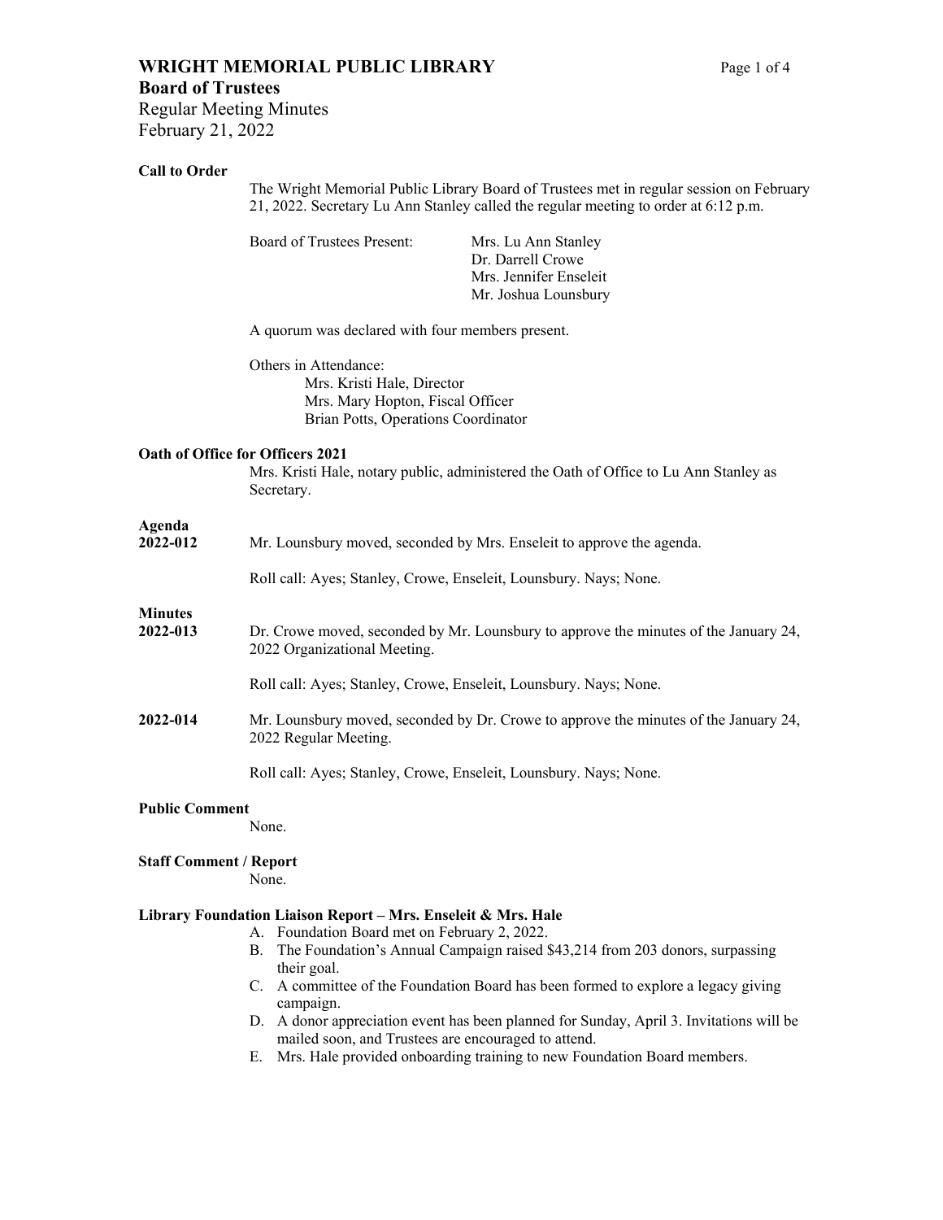# WRIGHT MEMORIAL PUBLIC LIBRARY

## Board of Trustees

Regular Meeting Minutes
February 21, 2022

### Call to Order

The Wright Memorial Public Library Board of Trustees met in regular session on February 21, 2022. Secretary Lu Ann Stanley called the regular meeting to order at 6:12 p.m.

Board of Trustees Present:
- Mrs. Lu Ann Stanley
- Dr. Darrell Crowe
- Mrs. Jennifer Enseleit
- Mr. Joshua Lounsbury

A quorum was declared with four members present.

Others in Attendance:
- Mrs. Kristi Hale, Director
- Mrs. Mary Hopton, Fiscal Officer
- Brian Potts, Operations Coordinator

### Oath of Office for Officers 2021

Mrs. Kristi Hale, notary public, administered the Oath of Office to Lu Ann Stanley as Secretary.

### Agenda

**2022-012** Mr. Lounsbury moved, seconded by Mrs. Enseleit to approve the agenda.

Roll call: Ayes; Stanley, Crowe, Enseleit, Lounsbury. Nays; None.

### Minutes

**2022-013** Dr. Crowe moved, seconded by Mr. Lounsbury to approve the minutes of the January 24, 2022 Organizational Meeting.

Roll call: Ayes; Stanley, Crowe, Enseleit, Lounsbury. Nays; None.

**2022-014** Mr. Lounsbury moved, seconded by Dr. Crowe to approve the minutes of the January 24, 2022 Regular Meeting.

Roll call: Ayes; Stanley, Crowe, Enseleit, Lounsbury. Nays; None.

### Public Comment

None.

### Staff Comment / Report

None.

### Library Foundation Liaison Report – Mrs. Enseleit & Mrs. Hale

A. Foundation Board met on February 2, 2022.
B. The Foundation's Annual Campaign raised $43,214 from 203 donors, surpassing their goal.
C. A committee of the Foundation Board has been formed to explore a legacy giving campaign.
D. A donor appreciation event has been planned for Sunday, April 3. Invitations will be mailed soon, and Trustees are encouraged to attend.
E. Mrs. Hale provided onboarding training to new Foundation Board members.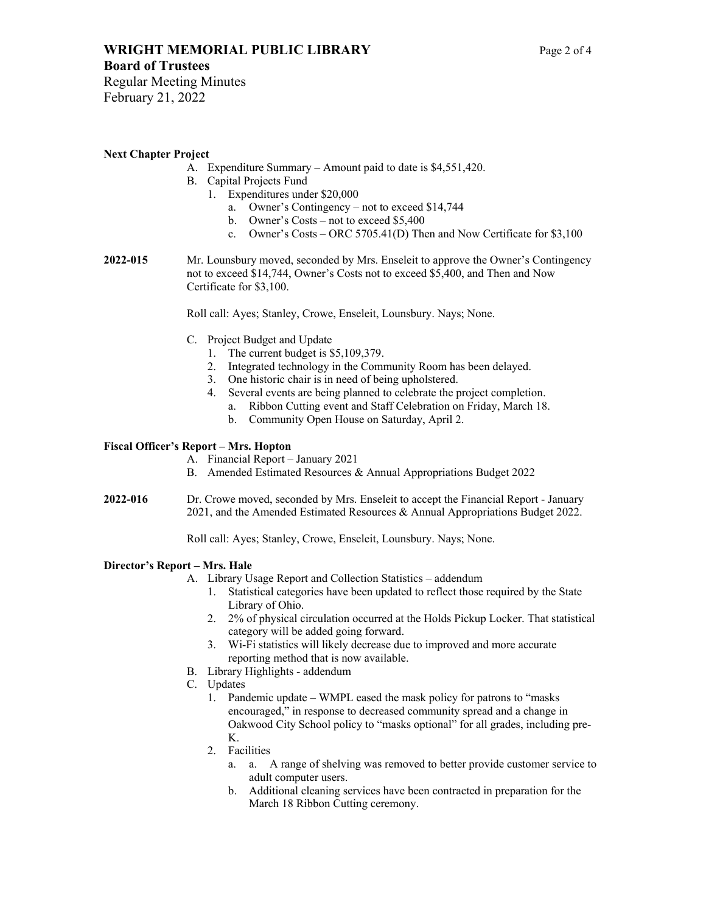**Next Chapter Project**

A. Expenditure Summary – Amount paid to date is $4,551,420.
B. Capital Projects Fund
   1. Expenditures under $20,000
      a. Owner's Contingency – not to exceed $14,744
      b. Owner's Costs – not to exceed $5,400
      c. Owner's Costs – ORC 5705.41(D) Then and Now Certificate for $3,100

**2022-015** Mr. Lounsbury moved, seconded by Mrs. Enseleit to approve the Owner's Contingency not to exceed $14,744, Owner's Costs not to exceed $5,400, and Then and Now Certificate for $3,100.

Roll call: Ayes; Stanley, Crowe, Enseleit, Lounsbury. Nays; None.

C. Project Budget and Update
   1. The current budget is $5,109,379.
   2. Integrated technology in the Community Room has been delayed.
   3. One historic chair is in need of being upholstered.
   4. Several events are being planned to celebrate the project completion.
      a. Ribbon Cutting event and Staff Celebration on Friday, March 18.
      b. Community Open House on Saturday, April 2.

**Fiscal Officer's Report – Mrs. Hopton**

A. Financial Report – January 2021
B. Amended Estimated Resources & Annual Appropriations Budget 2022

**2022-016** Dr. Crowe moved, seconded by Mrs. Enseleit to accept the Financial Report - January 2021, and the Amended Estimated Resources & Annual Appropriations Budget 2022.

Roll call: Ayes; Stanley, Crowe, Enseleit, Lounsbury. Nays; None.

**Director's Report – Mrs. Hale**

A. Library Usage Report and Collection Statistics – addendum
   1. Statistical categories have been updated to reflect those required by the State Library of Ohio.
   2. 2% of physical circulation occurred at the Holds Pickup Locker. That statistical category will be added going forward.
   3. Wi-Fi statistics will likely decrease due to improved and more accurate reporting method that is now available.
B. Library Highlights - addendum
C. Updates
   1. Pandemic update – WMPL eased the mask policy for patrons to "masks encouraged," in response to decreased community spread and a change in Oakwood City School policy to "masks optional" for all grades, including pre-K.
   2. Facilities
      a. a. A range of shelving was removed to better provide customer service to adult computer users.
      b. Additional cleaning services have been contracted in preparation for the March 18 Ribbon Cutting ceremony.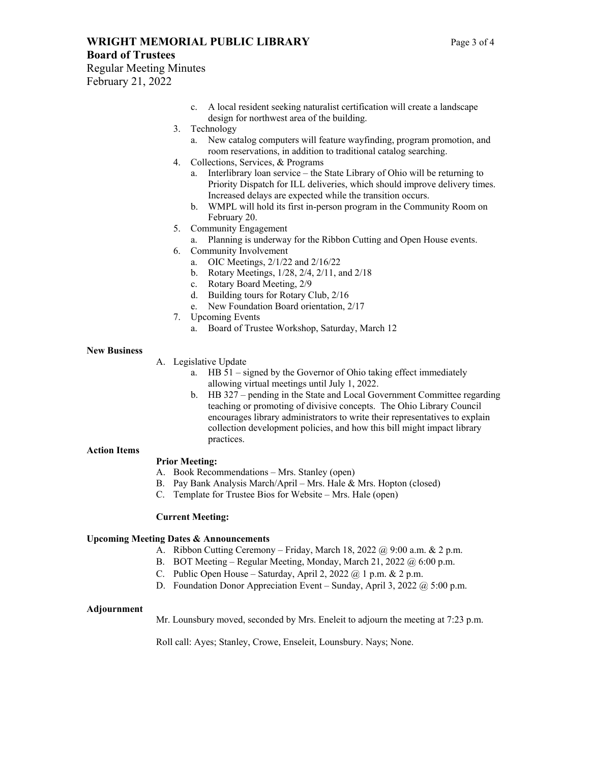c. A local resident seeking naturalist certification will create a landscape design for northwest area of the building.

3. Technology
   a. New catalog computers will feature wayfinding, program promotion, and room reservations, in addition to traditional catalog searching.
4. Collections, Services, & Programs
   a. Interlibrary loan service – the State Library of Ohio will be returning to Priority Dispatch for ILL deliveries, which should improve delivery times. Increased delays are expected while the transition occurs.
   b. WMPL will hold its first in-person program in the Community Room on February 20.
5. Community Engagement
   a. Planning is underway for the Ribbon Cutting and Open House events.
6. Community Involvement
   a. OIC Meetings, 2/1/22 and 2/16/22
   b. Rotary Meetings, 1/28, 2/4, 2/11, and 2/18
   c. Rotary Board Meeting, 2/9
   d. Building tours for Rotary Club, 2/16
   e. New Foundation Board orientation, 2/17
7. Upcoming Events
   a. Board of Trustee Workshop, Saturday, March 12

**New Business**

A. Legislative Update
   a. HB 51 – signed by the Governor of Ohio taking effect immediately allowing virtual meetings until July 1, 2022.
   b. HB 327 – pending in the State and Local Government Committee regarding teaching or promoting of divisive concepts. The Ohio Library Council encourages library administrators to write their representatives to explain collection development policies, and how this bill might impact library practices.

**Action Items**

**Prior Meeting:**

A. Book Recommendations – Mrs. Stanley (open)
B. Pay Bank Analysis March/April – Mrs. Hale & Mrs. Hopton (closed)
C. Template for Trustee Bios for Website – Mrs. Hale (open)

**Current Meeting:**

**Upcoming Meeting Dates & Announcements**

A. Ribbon Cutting Ceremony – Friday, March 18, 2022 @ 9:00 a.m. & 2 p.m.
B. BOT Meeting – Regular Meeting, Monday, March 21, 2022 @ 6:00 p.m.
C. Public Open House – Saturday, April 2, 2022 @ 1 p.m. & 2 p.m.
D. Foundation Donor Appreciation Event – Sunday, April 3, 2022 @ 5:00 p.m.

**Adjournment**

Mr. Lounsbury moved, seconded by Mrs. Eneleit to adjourn the meeting at 7:23 p.m.

Roll call: Ayes; Stanley, Crowe, Enseleit, Lounsbury. Nays; None.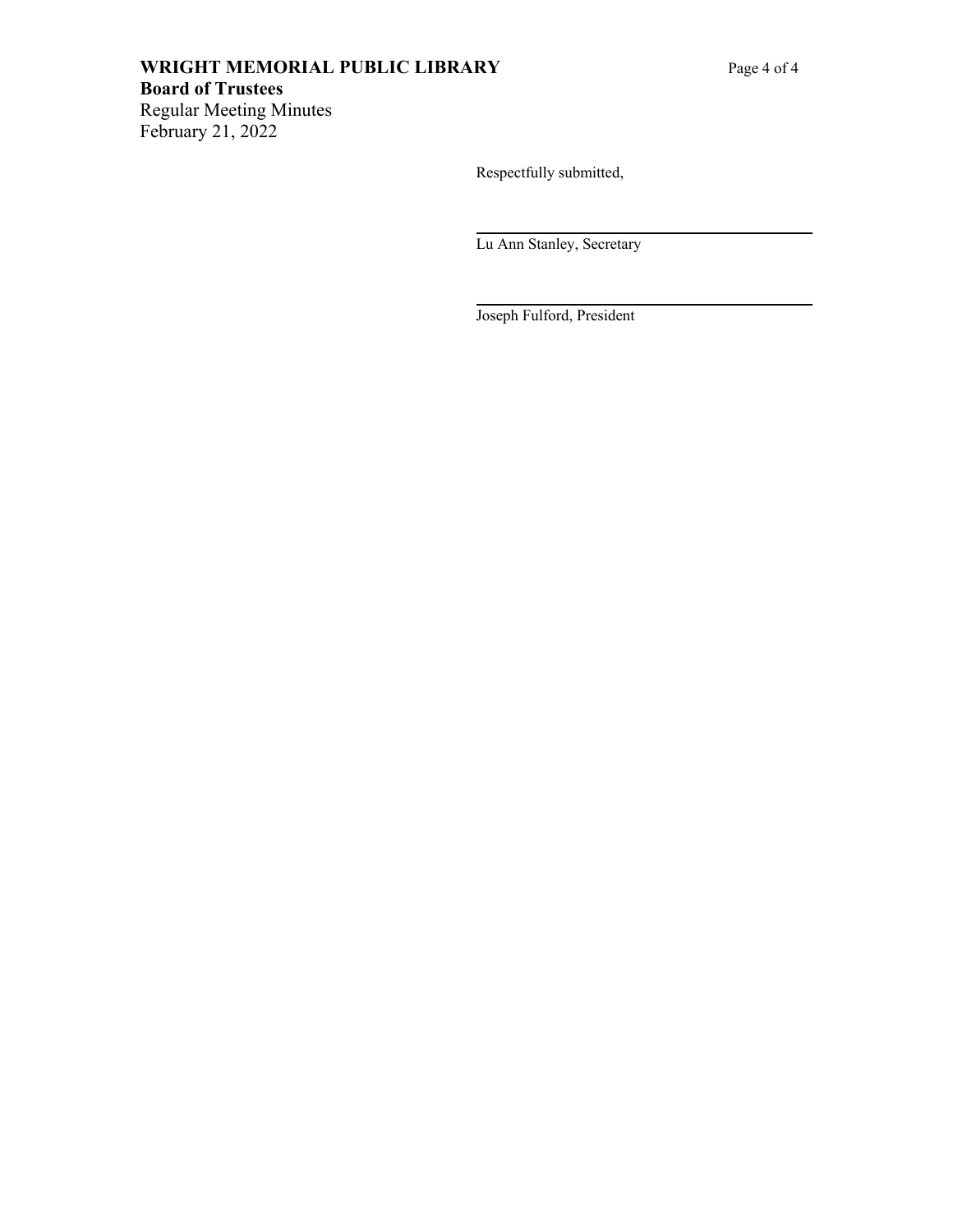Respectfully submitted,

\_\_\_\_\_\_\_\_\_\_\_\_\_\_\_\_\_\_\_\_\_\_\_\_\_\_\_\_\_\_\_\_\_\_\_\_\_\_

Lu Ann Stanley, Secretary

\_\_\_\_\_\_\_\_\_\_\_\_\_\_\_\_\_\_\_\_\_\_\_\_\_\_\_\_\_\_\_\_\_\_\_\_\_\_

Joseph Fulford, President